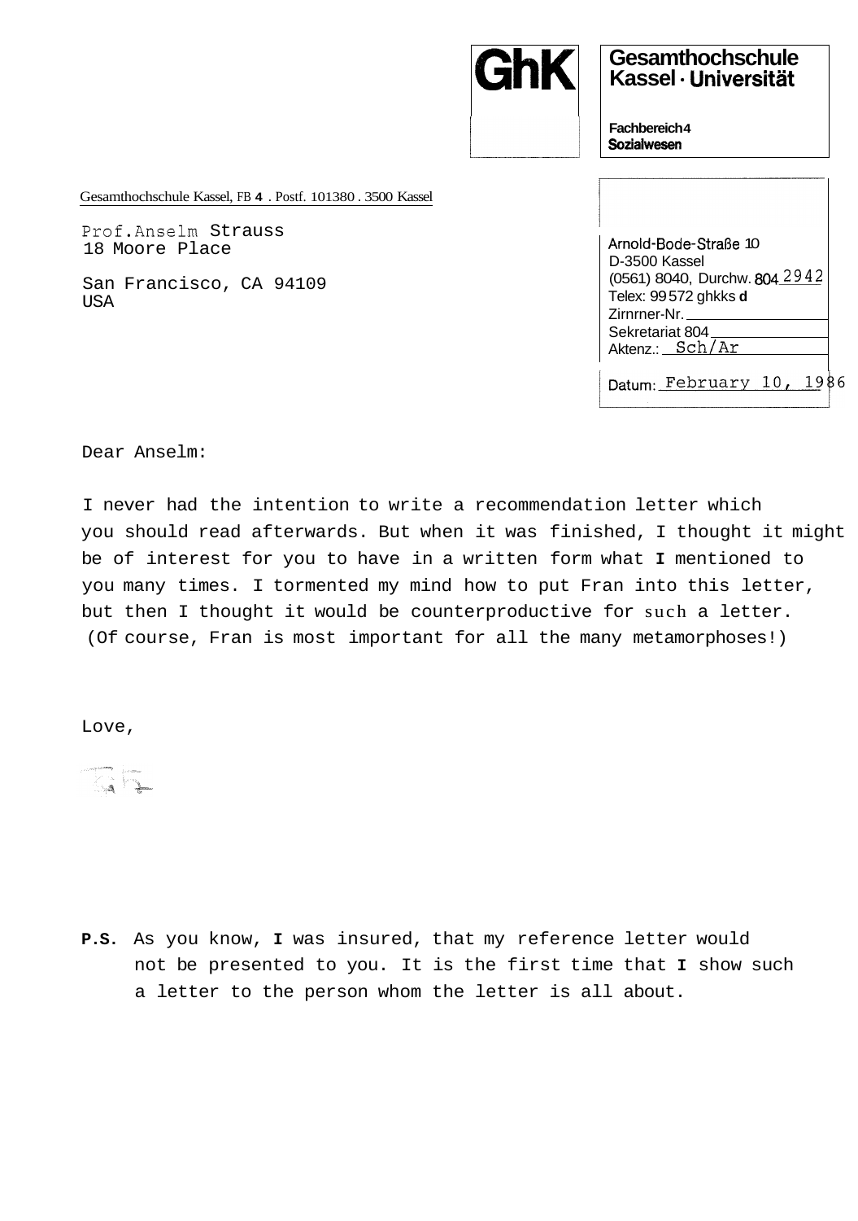**GhK**

**Gesamthochschule Kassel · Universität**

Fachbereich 4
Sozialwesen

Gesamthochschule Kassel, FB 4 . Postf. 101380 . 3500 Kassel

Prof.Anselm Strauss
18 Moore Place

San Francisco, CA 94109
USA

Arnold-Bode-Straße 10
D-3500 Kassel
(0561) 8040, Durchw. 804 2942
Telex: 99 572 ghkks d
Zirnrner-Nr.
Sekretariat 804
Aktenz.: Sch/Ar

Datum: February 10, 1986

Dear Anselm:

I never had the intention to write a recommendation letter which you should read afterwards. But when it was finished, I thought it might be of interest for you to have in a written form what I mentioned to you many times. I tormented my mind how to put Fran into this letter, but then I thought it would be counterproductive for such a letter. (Of course, Fran is most important for all the many metamorphoses!)

Love,

**P.S.** As you know, I was insured, that my reference letter would not be presented to you. It is the first time that I show such a letter to the person whom the letter is all about.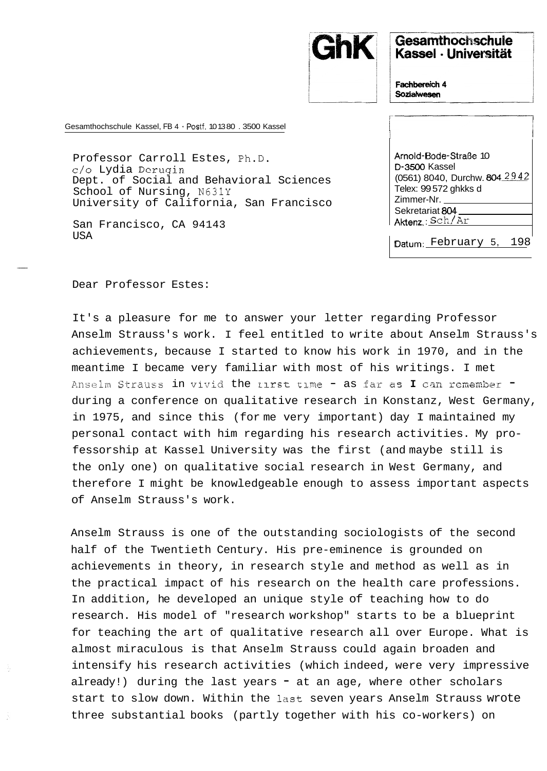**GhK**

**Gesamthochschule Kassel · Universität**

**Fachbereich 4**
**Sozialwesen**

Gesamthochschule Kassel, FB 4 · Postf. 101380 . 3500 Kassel

Professor Carroll Estes, Ph.D.
c/o Lydia Derugin
Dept. of Social and Behavioral Sciences
School of Nursing, N631Y
University of California, San Francisco

San Francisco, CA 94143
USA

Arnold-Bode-Straße 10
D-3500 Kassel
(0561) 8040, Durchw. 804 2942
Telex: 99572 ghkks d
Zimmer-Nr.
Sekretariat 804
Aktenz.: Sch/Ar

Datum: February 5, 198

Dear Professor Estes:

It's a pleasure for me to answer your letter regarding Professor Anselm Strauss's work. I feel entitled to write about Anselm Strauss's achievements, because I started to know his work in 1970, and in the meantime I became very familiar with most of his writings. I met Anselm Strauss in vivid the first time - as far as I can remember - during a conference on qualitative research in Konstanz, West Germany, in 1975, and since this (for me very important) day I maintained my personal contact with him regarding his research activities. My professorship at Kassel University was the first (and maybe still is the only one) on qualitative social research in West Germany, and therefore I might be knowledgeable enough to assess important aspects of Anselm Strauss's work.

Anselm Strauss is one of the outstanding sociologists of the second half of the Twentieth Century. His pre-eminence is grounded on achievements in theory, in research style and method as well as in the practical impact of his research on the health care professions. In addition, he developed an unique style of teaching how to do research. His model of "research workshop" starts to be a blueprint for teaching the art of qualitative research all over Europe. What is almost miraculous is that Anselm Strauss could again broaden and intensify his research activities (which indeed, were very impressive already!) during the last years - at an age, where other scholars start to slow down. Within the last seven years Anselm Strauss wrote three substantial books (partly together with his co-workers) on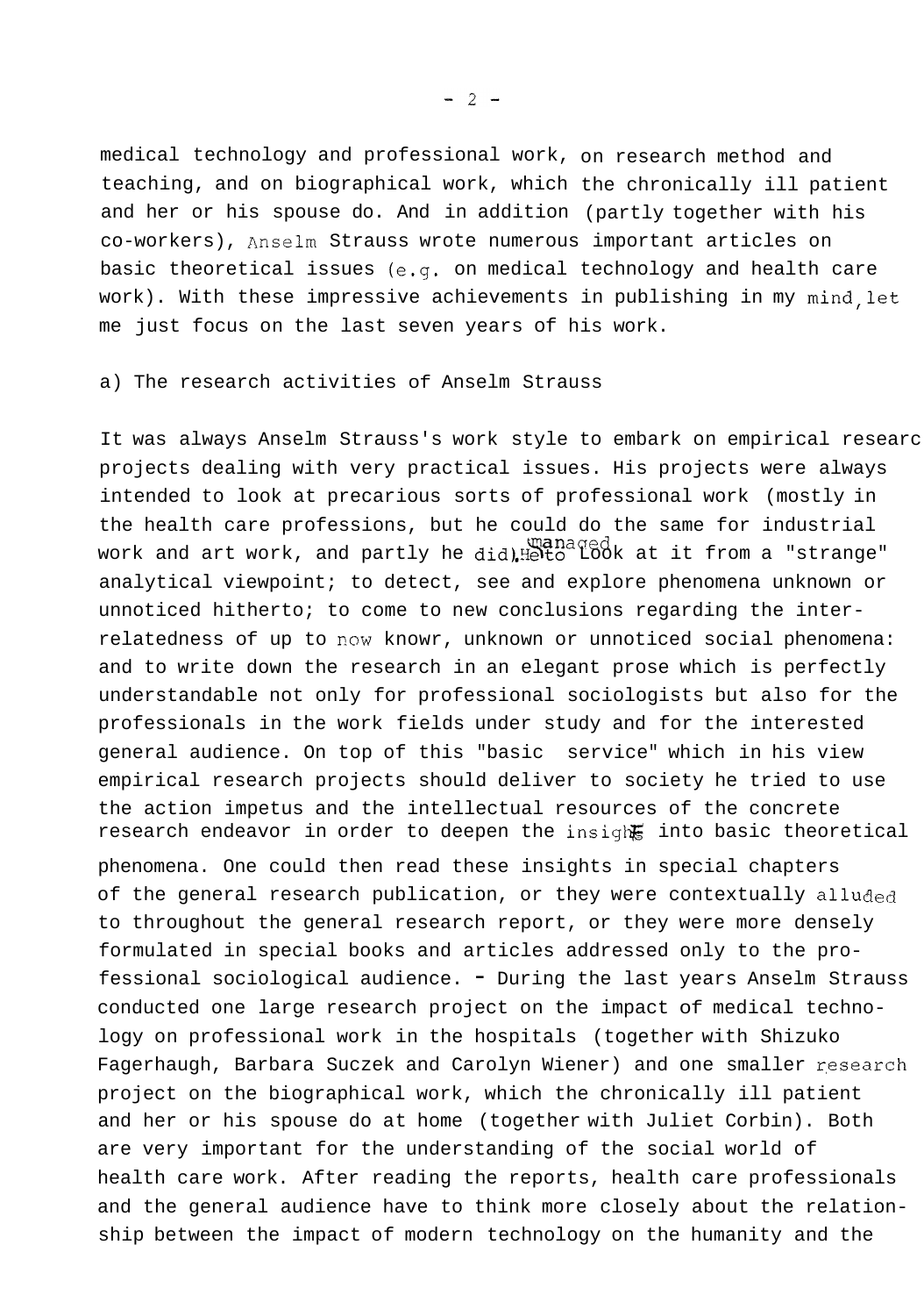medical technology and professional work, on research method and teaching, and on biographical work, which the chronically ill patient and her or his spouse do. And in addition (partly together with his co-workers), Anselm Strauss wrote numerous important articles on basic theoretical issues (e.g. on medical technology and health care work). With these impressive achievements in publishing in my mind, let me just focus on the last seven years of his work.

a) The research activities of Anselm Strauss

It was always Anselm Strauss's work style to embark on empirical research projects dealing with very practical issues. His projects were always intended to look at precarious sorts of professional work (mostly in the health care professions, but he could do the same for industrial work and art work, and partly he did). He managed to look at it from a "strange" analytical viewpoint; to detect, see and explore phenomena unknown or unnoticed hitherto; to come to new conclusions regarding the interrelatedness of up to now known, unknown or unnoticed social phenomena: and to write down the research in an elegant prose which is perfectly understandable not only for professional sociologists but also for the professionals in the work fields under study and for the interested general audience. On top of this "basic service" which in his view empirical research projects should deliver to society he tried to use the action impetus and the intellectual resources of the concrete research endeavor in order to deepen the insights into basic theoretical phenomena. One could then read these insights in special chapters of the general research publication, or they were contextually alluded to throughout the general research report, or they were more densely formulated in special books and articles addressed only to the professional sociological audience. - During the last years Anselm Strauss conducted one large research project on the impact of medical technology on professional work in the hospitals (together with Shizuko Fagerhaugh, Barbara Suczek and Carolyn Wiener) and one smaller research project on the biographical work, which the chronically ill patient and her or his spouse do at home (together with Juliet Corbin). Both are very important for the understanding of the social world of health care work. After reading the reports, health care professionals and the general audience have to think more closely about the relationship between the impact of modern technology on the humanity and the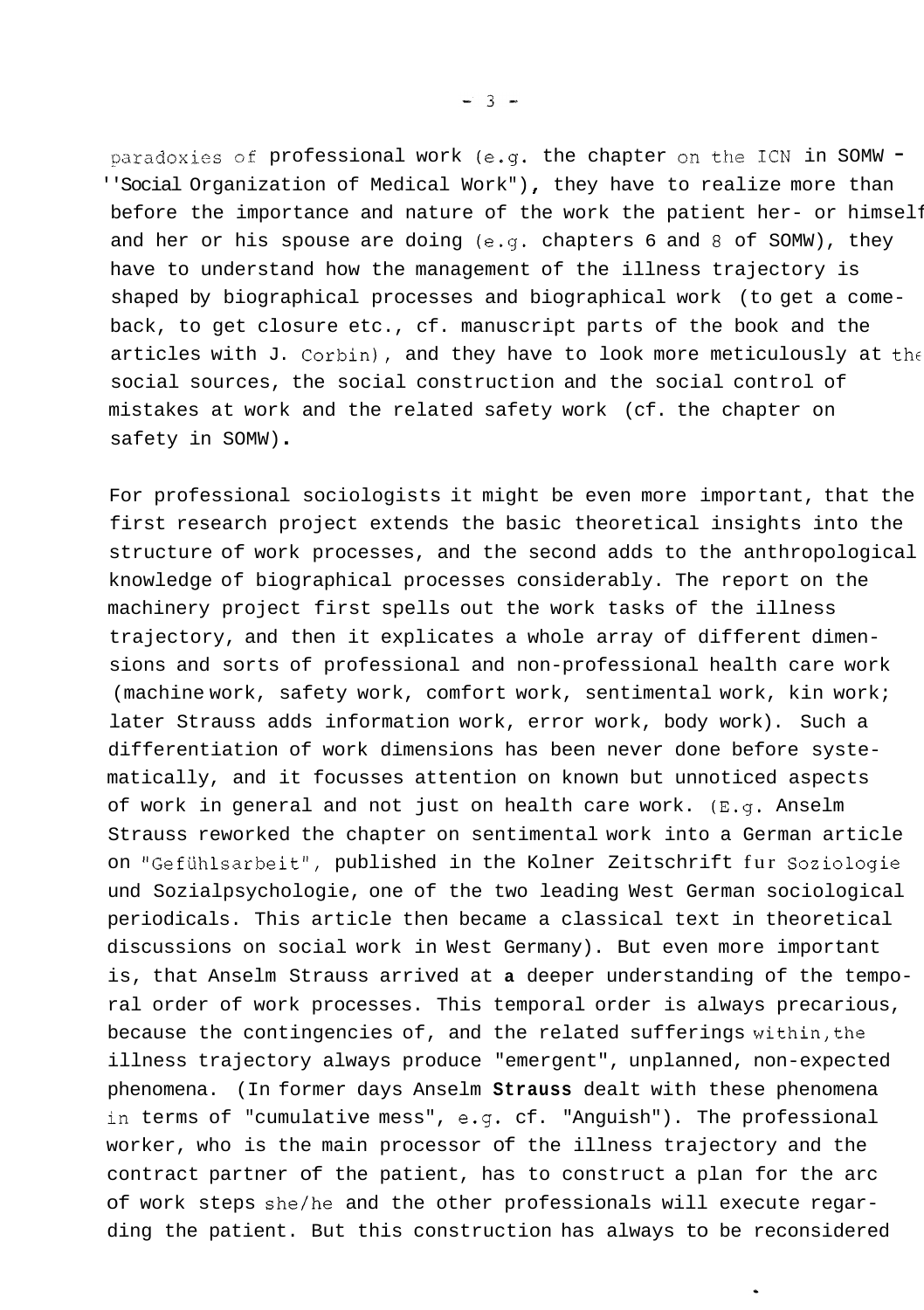paradoxies of professional work (e.g. the chapter on the ICN in SOMW - "Social Organization of Medical Work"), they have to realize more than before the importance and nature of the work the patient her- or himself and her or his spouse are doing (e.g. chapters 6 and 8 of SOMW), they have to understand how the management of the illness trajectory is shaped by biographical processes and biographical work (to get a comeback, to get closure etc., cf. manuscript parts of the book and the articles with J. Corbin), and they have to look more meticulously at the social sources, the social construction and the social control of mistakes at work and the related safety work (cf. the chapter on safety in SOMW).

For professional sociologists it might be even more important, that the first research project extends the basic theoretical insights into the structure of work processes, and the second adds to the anthropological knowledge of biographical processes considerably. The report on the machinery project first spells out the work tasks of the illness trajectory, and then it explicates a whole array of different dimensions and sorts of professional and non-professional health care work (machine work, safety work, comfort work, sentimental work, kin work; later Strauss adds information work, error work, body work). Such a differentiation of work dimensions has been never done before systematically, and it focusses attention on known but unnoticed aspects of work in general and not just on health care work. (E.g. Anselm Strauss reworked the chapter on sentimental work into a German article on "Gefühlsarbeit", published in the Kolner Zeitschrift fur Soziologie und Sozialpsychologie, one of the two leading West German sociological periodicals. This article then became a classical text in theoretical discussions on social work in West Germany). But even more important is, that Anselm Strauss arrived at a deeper understanding of the temporal order of work processes. This temporal order is always precarious, because the contingencies of, and the related sufferings within, the illness trajectory always produce "emergent", unplanned, non-expected phenomena. (In former days Anselm Strauss dealt with these phenomena in terms of "cumulative mess", e.g. cf. "Anguish"). The professional worker, who is the main processor of the illness trajectory and the contract partner of the patient, has to construct a plan for the arc of work steps she/he and the other professionals will execute regarding the patient. But this construction has always to be reconsidered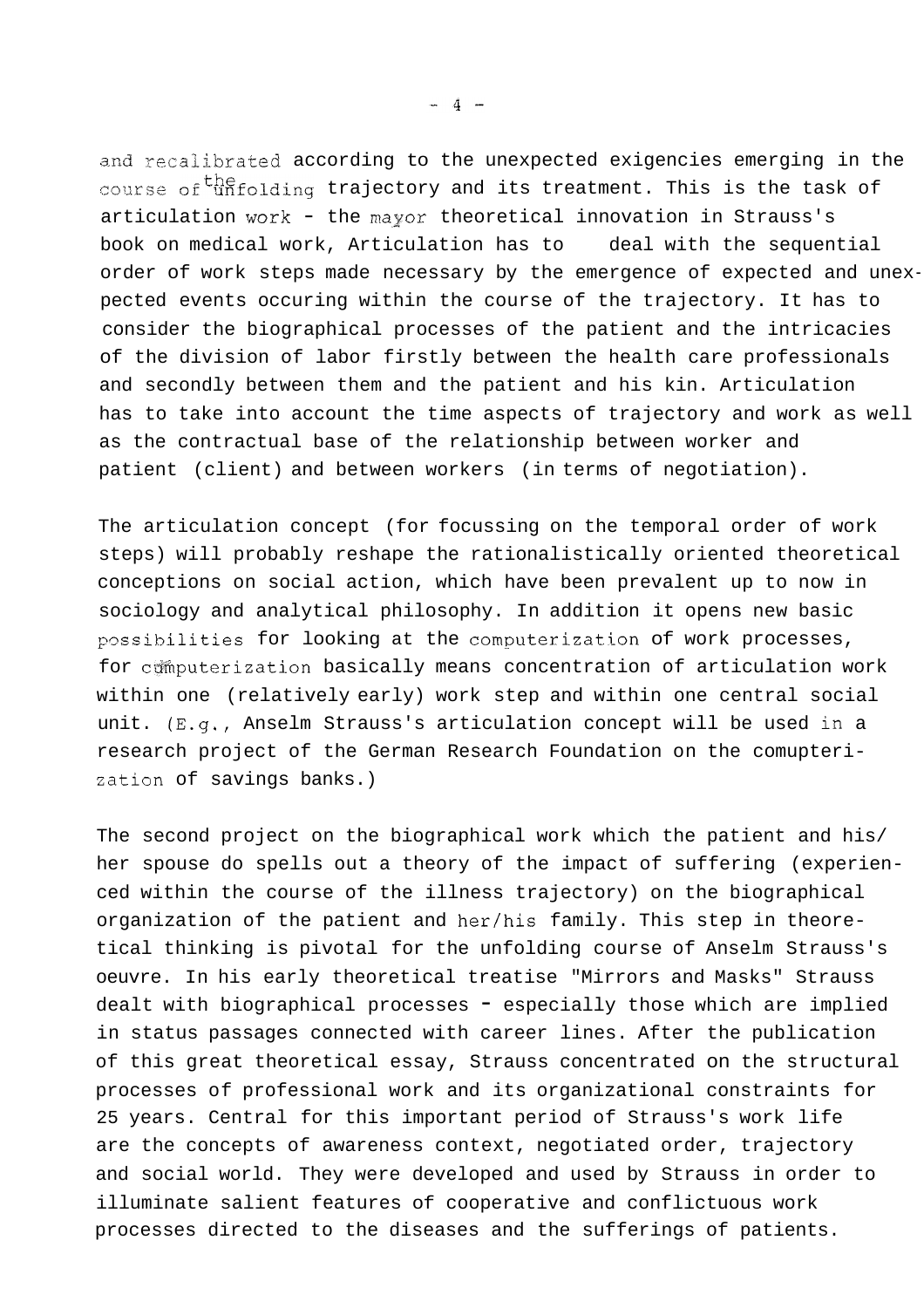and recalibrated according to the unexpected exigencies emerging in the course of the unfolding trajectory and its treatment. This is the task of articulation work - the mayor theoretical innovation in Strauss's book on medical work, Articulation has to deal with the sequential order of work steps made necessary by the emergence of expected and unexpected events occuring within the course of the trajectory. It has to consider the biographical processes of the patient and the intricacies of the division of labor firstly between the health care professionals and secondly between them and the patient and his kin. Articulation has to take into account the time aspects of trajectory and work as well as the contractual base of the relationship between worker and patient (client) and between workers (in terms of negotiation).

The articulation concept (for focussing on the temporal order of work steps) will probably reshape the rationalistically oriented theoretical conceptions on social action, which have been prevalent up to now in sociology and analytical philosophy. In addition it opens new basic possibilities for looking at the computerization of work processes, for computerization basically means concentration of articulation work within one (relatively early) work step and within one central social unit. (E.g., Anselm Strauss's articulation concept will be used in a research project of the German Research Foundation on the comupterization of savings banks.)

The second project on the biographical work which the patient and his/her spouse do spells out a theory of the impact of suffering (experienced within the course of the illness trajectory) on the biographical organization of the patient and her/his family. This step in theoretical thinking is pivotal for the unfolding course of Anselm Strauss's oeuvre. In his early theoretical treatise "Mirrors and Masks" Strauss dealt with biographical processes - especially those which are implied in status passages connected with career lines. After the publication of this great theoretical essay, Strauss concentrated on the structural processes of professional work and its organizational constraints for 25 years. Central for this important period of Strauss's work life are the concepts of awareness context, negotiated order, trajectory and social world. They were developed and used by Strauss in order to illuminate salient features of cooperative and conflictuous work processes directed to the diseases and the sufferings of patients.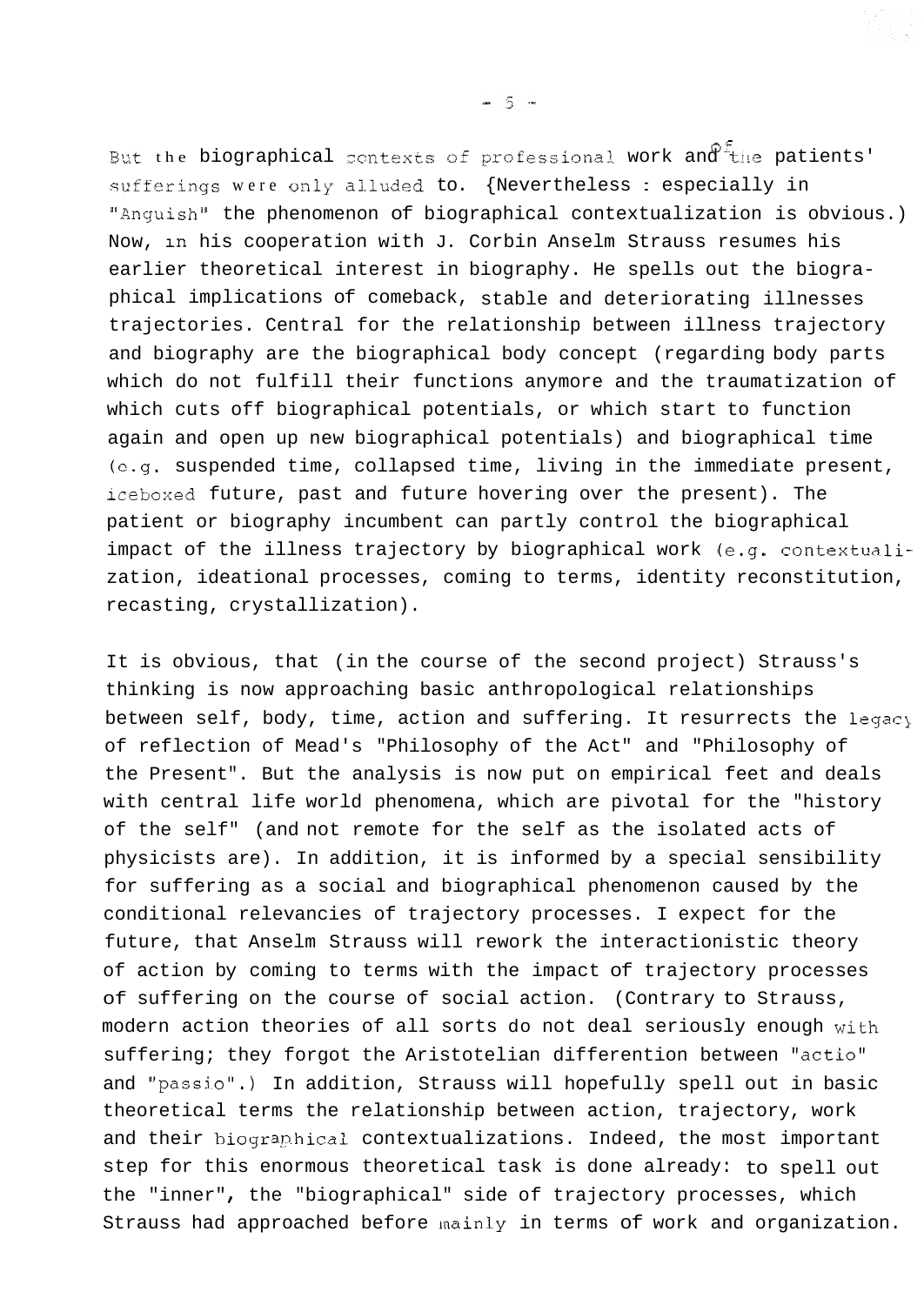But the biographical contexts of professional work and of the patients' sufferings were only alluded to. (Nevertheless : especially in "Anguish" the phenomenon of biographical contextualization is obvious.) Now, in his cooperation with J. Corbin Anselm Strauss resumes his earlier theoretical interest in biography. He spells out the biographical implications of comeback, stable and deteriorating illnesses trajectories. Central for the relationship between illness trajectory and biography are the biographical body concept (regarding body parts which do not fulfill their functions anymore and the traumatization of which cuts off biographical potentials, or which start to function again and open up new biographical potentials) and biographical time (e.g. suspended time, collapsed time, living in the immediate present, iceboxed future, past and future hovering over the present). The patient or biography incumbent can partly control the biographical impact of the illness trajectory by biographical work (e.g. contextualization, ideational processes, coming to terms, identity reconstitution, recasting, crystallization).

It is obvious, that (in the course of the second project) Strauss's thinking is now approaching basic anthropological relationships between self, body, time, action and suffering. It resurrects the legacy of reflection of Mead's "Philosophy of the Act" and "Philosophy of the Present". But the analysis is now put on empirical feet and deals with central life world phenomena, which are pivotal for the "history of the self" (and not remote for the self as the isolated acts of physicists are). In addition, it is informed by a special sensibility for suffering as a social and biographical phenomenon caused by the conditional relevancies of trajectory processes. I expect for the future, that Anselm Strauss will rework the interactionistic theory of action by coming to terms with the impact of trajectory processes of suffering on the course of social action. (Contrary to Strauss, modern action theories of all sorts do not deal seriously enough with suffering; they forgot the Aristotelian differention between "actio" and "passio".) In addition, Strauss will hopefully spell out in basic theoretical terms the relationship between action, trajectory, work and their biographical contextualizations. Indeed, the most important step for this enormous theoretical task is done already: to spell out the "inner", the "biographical" side of trajectory processes, which Strauss had approached before mainly in terms of work and organization.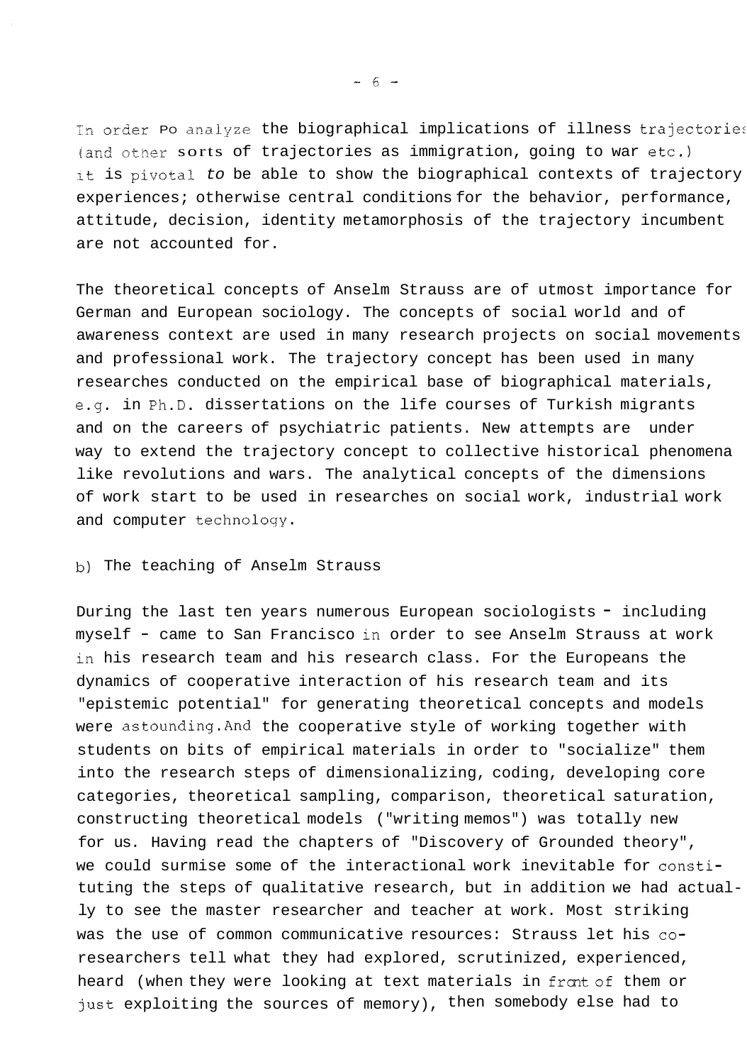In order Po analyze the biographical implications of illness trajectories (and other sorts of trajectories as immigration, going to war etc.) it is pivotal *to* be able to show the biographical contexts of trajectory experiences; otherwise central conditions for the behavior, performance, attitude, decision, identity metamorphosis of the trajectory incumbent are not accounted for.

The theoretical concepts of Anselm Strauss are of utmost importance for German and European sociology. The concepts of social world and of awareness context are used in many research projects on social movements and professional work. The trajectory concept has been used in many researches conducted on the empirical base of biographical materials, e.g. in Ph.D. dissertations on the life courses of Turkish migrants and on the careers of psychiatric patients. New attempts are under way to extend the trajectory concept to collective historical phenomena like revolutions and wars. The analytical concepts of the dimensions of work start to be used in researches on social work, industrial work and computer technology.

b) The teaching of Anselm Strauss

During the last ten years numerous European sociologists - including myself - came to San Francisco in order to see Anselm Strauss at work in his research team and his research class. For the Europeans the dynamics of cooperative interaction of his research team and its "epistemic potential" for generating theoretical concepts and models were astounding.And the cooperative style of working together with students on bits of empirical materials in order to "socialize" them into the research steps of dimensionalizing, coding, developing core categories, theoretical sampling, comparison, theoretical saturation, constructing theoretical models ("writing memos") was totally new for us. Having read the chapters of "Discovery of Grounded theory", we could surmise some of the interactional work inevitable for constituting the steps of qualitative research, but in addition we had actually to see the master researcher and teacher at work. Most striking was the use of common communicative resources: Strauss let his co-researchers tell what they had explored, scrutinized, experienced, heard (when they were looking at text materials in front of them or just exploiting the sources of memory), then somebody else had to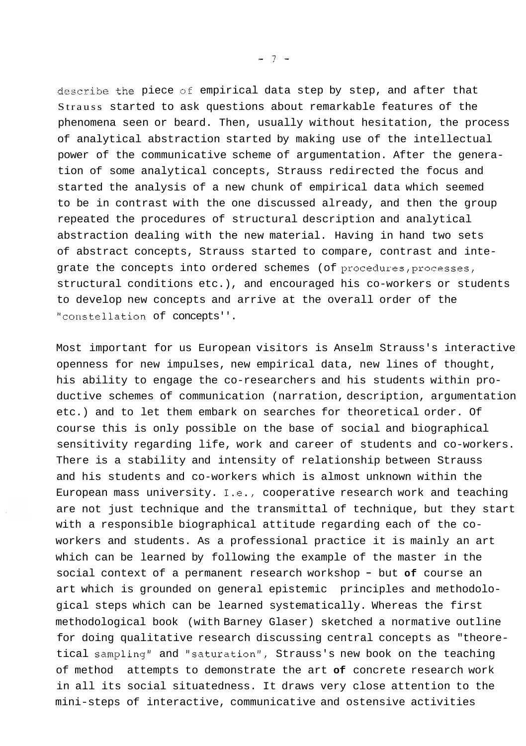describe the piece of empirical data step by step, and after that Strauss started to ask questions about remarkable features of the phenomena seen or beard. Then, usually without hesitation, the process of analytical abstraction started by making use of the intellectual power of the communicative scheme of argumentation. After the generation of some analytical concepts, Strauss redirected the focus and started the analysis of a new chunk of empirical data which seemed to be in contrast with the one discussed already, and then the group repeated the procedures of structural description and analytical abstraction dealing with the new material. Having in hand two sets of abstract concepts, Strauss started to compare, contrast and integrate the concepts into ordered schemes (of procedures, processes, structural conditions etc.), and encouraged his co-workers or students to develop new concepts and arrive at the overall order of the "constellation of concepts''.

Most important for us European visitors is Anselm Strauss's interactive openness for new impulses, new empirical data, new lines of thought, his ability to engage the co-researchers and his students within productive schemes of communication (narration, description, argumentation etc.) and to let them embark on searches for theoretical order. Of course this is only possible on the base of social and biographical sensitivity regarding life, work and career of students and co-workers. There is a stability and intensity of relationship between Strauss and his students and co-workers which is almost unknown within the European mass university. I.e., cooperative research work and teaching are not just technique and the transmittal of technique, but they start with a responsible biographical attitude regarding each of the co-workers and students. As a professional practice it is mainly an art which can be learned by following the example of the master in the social context of a permanent research workshop – but **of** course an art which is grounded on general epistemic principles and methodological steps which can be learned systematically. Whereas the first methodological book (with Barney Glaser) sketched a normative outline for doing qualitative research discussing central concepts as "theoretical sampling" and "saturation", Strauss's new book on the teaching of method attempts to demonstrate the art **of** concrete research work in all its social situatedness. It draws very close attention to the mini-steps of interactive, communicative and ostensive activities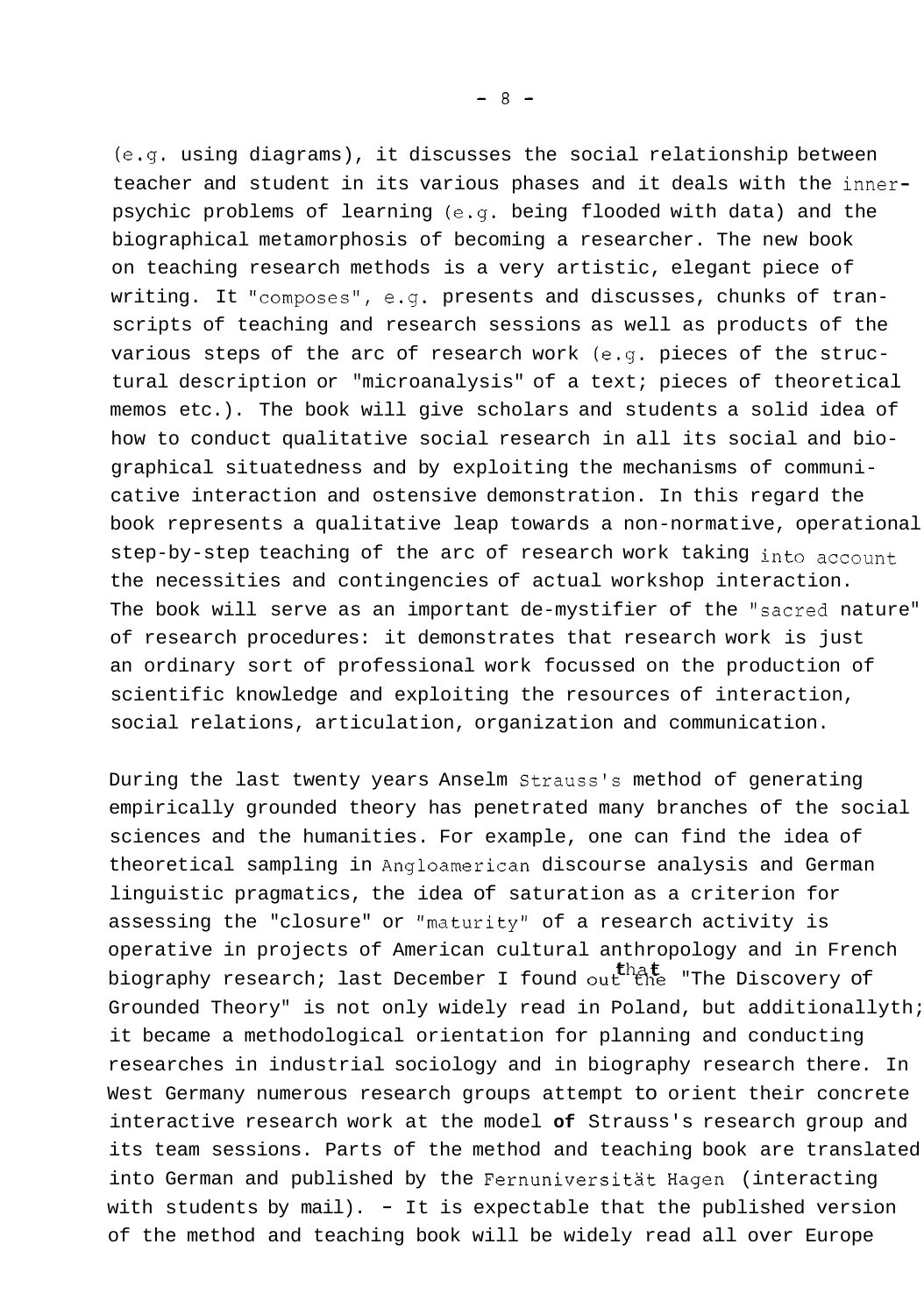(e.g. using diagrams), it discusses the social relationship between teacher and student in its various phases and it deals with the inner-psychic problems of learning (e.g. being flooded with data) and the biographical metamorphosis of becoming a researcher. The new book on teaching research methods is a very artistic, elegant piece of writing. It "composes", e.g. presents and discusses, chunks of transcripts of teaching and research sessions as well as products of the various steps of the arc of research work (e.g. pieces of the structural description or "microanalysis" of a text; pieces of theoretical memos etc.). The book will give scholars and students a solid idea of how to conduct qualitative social research in all its social and biographical situatedness and by exploiting the mechanisms of communicative interaction and ostensive demonstration. In this regard the book represents a qualitative leap towards a non-normative, operational step-by-step teaching of the arc of research work taking into account the necessities and contingencies of actual workshop interaction. The book will serve as an important de-mystifier of the "sacred nature" of research procedures: it demonstrates that research work is just an ordinary sort of professional work focussed on the production of scientific knowledge and exploiting the resources of interaction, social relations, articulation, organization and communication.

During the last twenty years Anselm Strauss's method of generating empirically grounded theory has penetrated many branches of the social sciences and the humanities. For example, one can find the idea of theoretical sampling in Angloamerican discourse analysis and German linguistic pragmatics, the idea of saturation as a criterion for assessing the "closure" or "maturity" of a research activity is operative in projects of American cultural anthropology and in French biography research; last December I found out that the "The Discovery of Grounded Theory" is not only widely read in Poland, but additionallyth; it became a methodological orientation for planning and conducting researches in industrial sociology and in biography research there. In West Germany numerous research groups attempt to orient their concrete interactive research work at the model **of** Strauss's research group and its team sessions. Parts of the method and teaching book are translated into German and published by the Fernuniversität Hagen (interacting with students by mail). - It is expectable that the published version of the method and teaching book will be widely read all over Europe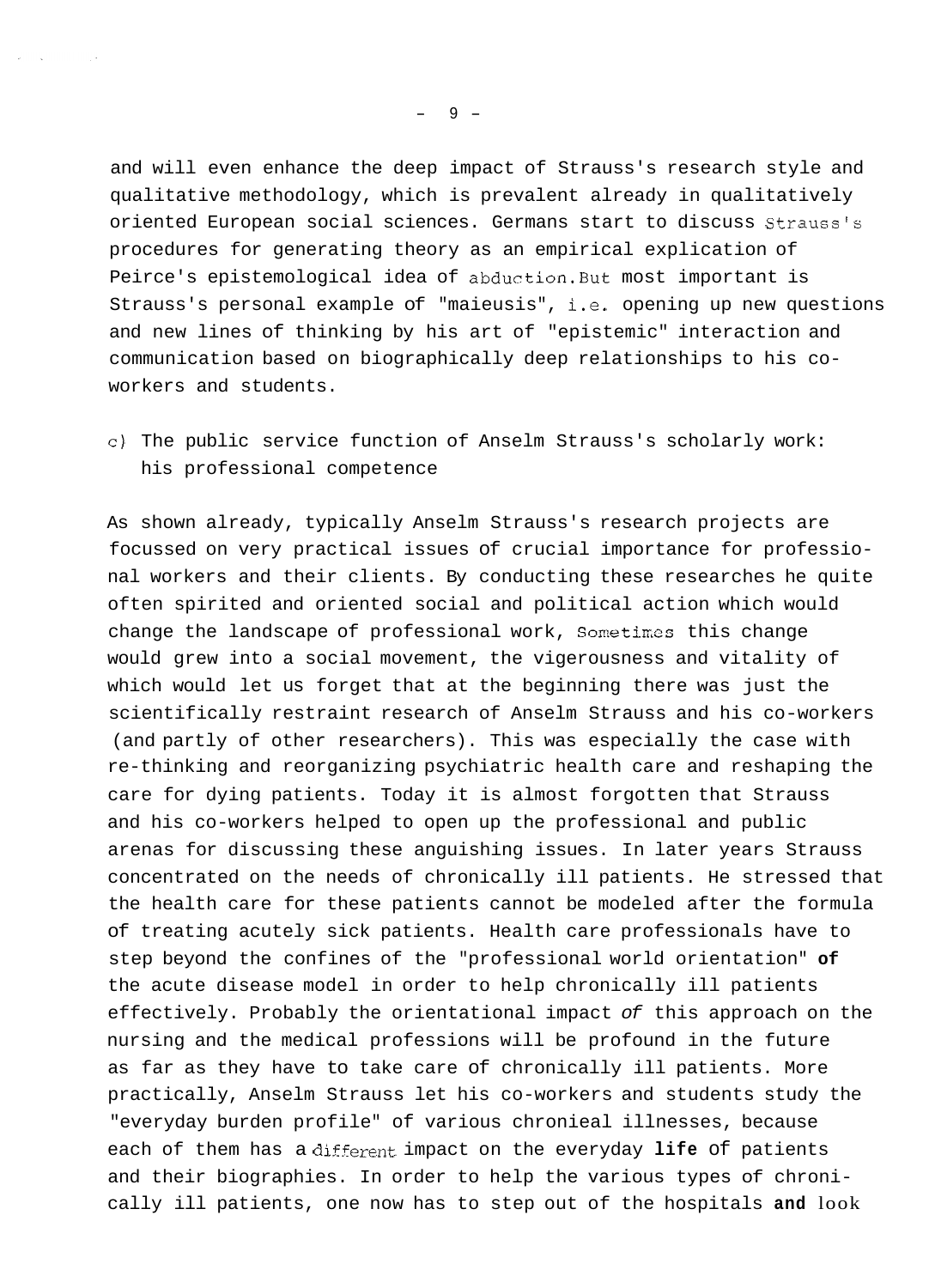and will even enhance the deep impact of Strauss's research style and qualitative methodology, which is prevalent already in qualitatively oriented European social sciences. Germans start to discuss Strauss's procedures for generating theory as an empirical explication of Peirce's epistemological idea of abduction. But most important is Strauss's personal example of "maieusis", i.e. opening up new questions and new lines of thinking by his art of "epistemic" interaction and communication based on biographically deep relationships to his co-workers and students.

c) The public service function of Anselm Strauss's scholarly work: his professional competence

As shown already, typically Anselm Strauss's research projects are focussed on very practical issues of crucial importance for professional workers and their clients. By conducting these researches he quite often spirited and oriented social and political action which would change the landscape of professional work, Sometimes this change would grew into a social movement, the vigerousness and vitality of which would let us forget that at the beginning there was just the scientifically restraint research of Anselm Strauss and his co-workers (and partly of other researchers). This was especially the case with re-thinking and reorganizing psychiatric health care and reshaping the care for dying patients. Today it is almost forgotten that Strauss and his co-workers helped to open up the professional and public arenas for discussing these anguishing issues. In later years Strauss concentrated on the needs of chronically ill patients. He stressed that the health care for these patients cannot be modeled after the formula of treating acutely sick patients. Health care professionals have to step beyond the confines of the "professional world orientation" of the acute disease model in order to help chronically ill patients effectively. Probably the orientational impact of this approach on the nursing and the medical professions will be profound in the future as far as they have to take care of chronically ill patients. More practically, Anselm Strauss let his co-workers and students study the "everyday burden profile" of various chronieal illnesses, because each of them has a different impact on the everyday life of patients and their biographies. In order to help the various types of chronically ill patients, one now has to step out of the hospitals and look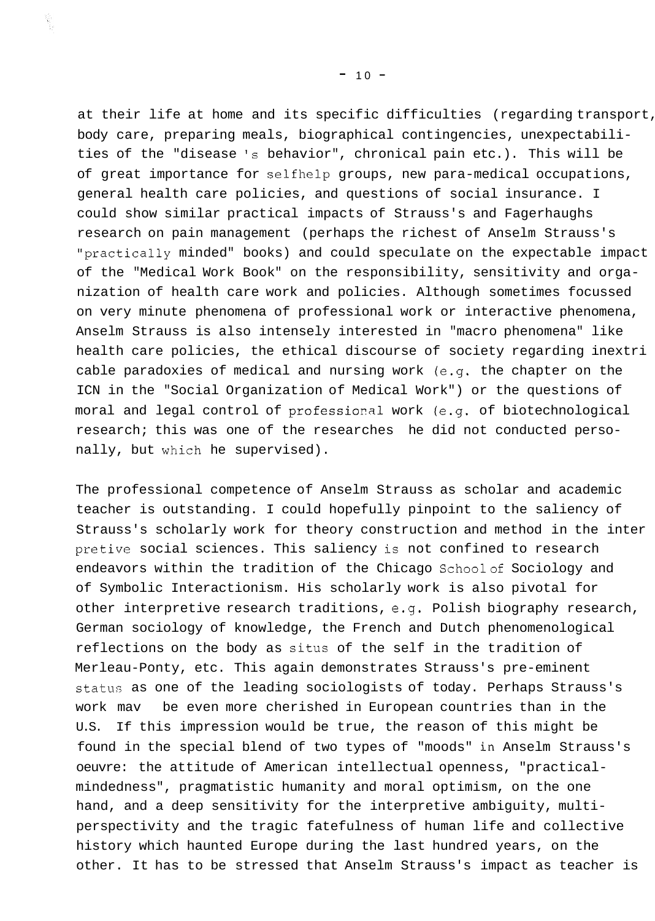at their life at home and its specific difficulties (regarding transport, body care, preparing meals, biographical contingencies, unexpectabilities of the "disease 's behavior", chronical pain etc.). This will be of great importance for selfhelp groups, new para-medical occupations, general health care policies, and questions of social insurance. I could show similar practical impacts of Strauss's and Fagerhaughs research on pain management (perhaps the richest of Anselm Strauss's "practically minded" books) and could speculate on the expectable impact of the "Medical Work Book" on the responsibility, sensitivity and organization of health care work and policies. Although sometimes focussed on very minute phenomena of professional work or interactive phenomena, Anselm Strauss is also intensely interested in "macro phenomena" like health care policies, the ethical discourse of society regarding inextricable paradoxes of medical and nursing work (e.g. the chapter on the ICN in the "Social Organization of Medical Work") or the questions of moral and legal control of professional work (e.g. of biotechnological research; this was one of the researches he did not conducted personally, but which he supervised).

The professional competence of Anselm Strauss as scholar and academic teacher is outstanding. I could hopefully pinpoint to the saliency of Strauss's scholarly work for theory construction and method in the interpretive social sciences. This saliency is not confined to research endeavors within the tradition of the Chicago School of Sociology and of Symbolic Interactionism. His scholarly work is also pivotal for other interpretive research traditions, e.g. Polish biography research, German sociology of knowledge, the French and Dutch phenomenological reflections on the body as situs of the self in the tradition of Merleau-Ponty, etc. This again demonstrates Strauss's pre-eminent status as one of the leading sociologists of today. Perhaps Strauss's work mav be even more cherished in European countries than in the U.S. If this impression would be true, the reason of this might be found in the special blend of two types of "moods" in Anselm Strauss's oeuvre: the attitude of American intellectual openness, "practical-mindedness", pragmatistic humanity and moral optimism, on the one hand, and a deep sensitivity for the interpretive ambiguity, multi-perspectivity and the tragic fatefulness of human life and collective history which haunted Europe during the last hundred years, on the other. It has to be stressed that Anselm Strauss's impact as teacher is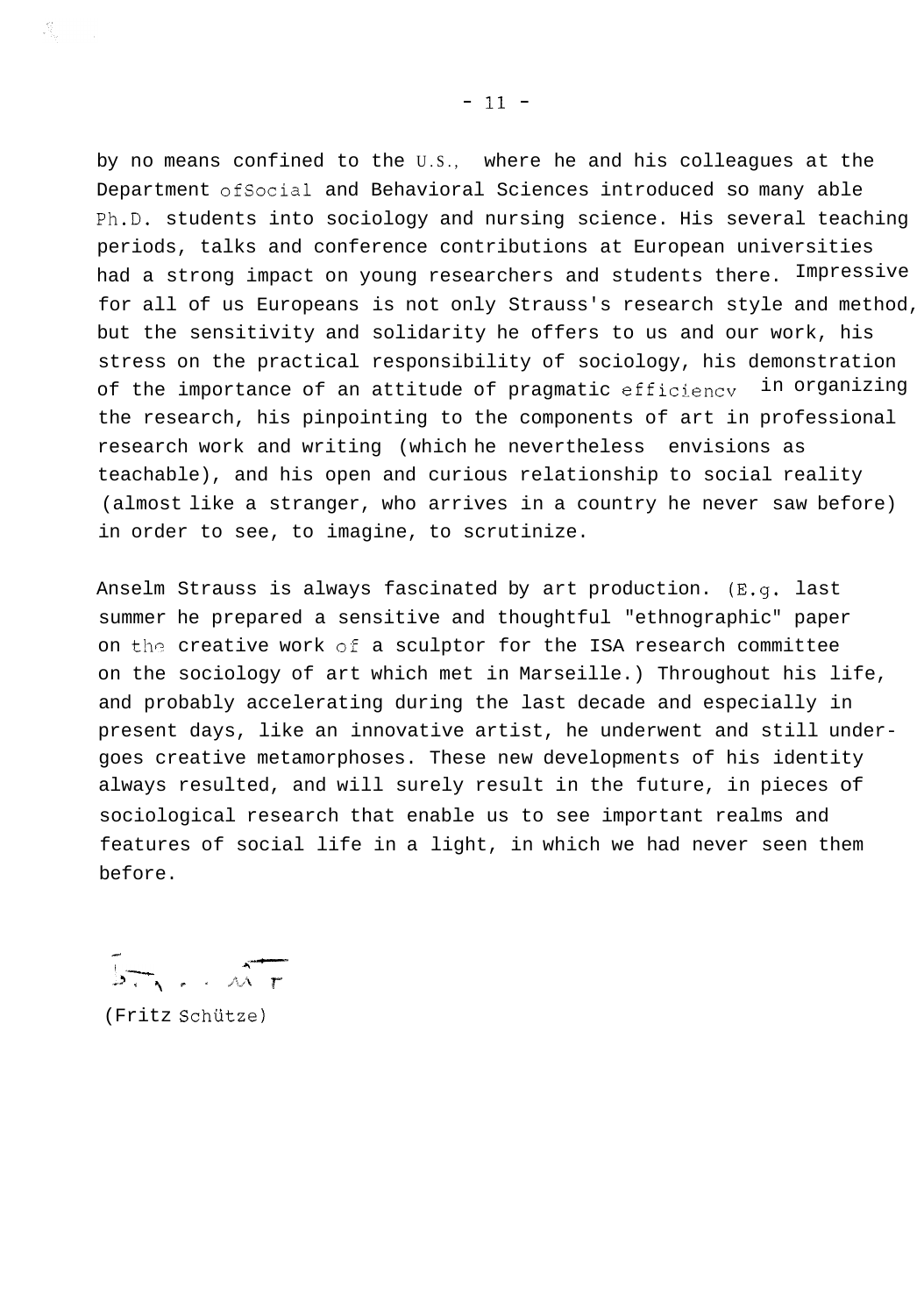by no means confined to the U.S., where he and his colleagues at the Department of Social and Behavioral Sciences introduced so many able Ph.D. students into sociology and nursing science. His several teaching periods, talks and conference contributions at European universities had a strong impact on young researchers and students there. Impressive for all of us Europeans is not only Strauss's research style and method, but the sensitivity and solidarity he offers to us and our work, his stress on the practical responsibility of sociology, his demonstration of the importance of an attitude of pragmatic efficiency in organizing the research, his pinpointing to the components of art in professional research work and writing (which he nevertheless envisions as teachable), and his open and curious relationship to social reality (almost like a stranger, who arrives in a country he never saw before) in order to see, to imagine, to scrutinize.

Anselm Strauss is always fascinated by art production. (E.g. last summer he prepared a sensitive and thoughtful "ethnographic" paper on the creative work of a sculptor for the ISA research committee on the sociology of art which met in Marseille.) Throughout his life, and probably accelerating during the last decade and especially in present days, like an innovative artist, he underwent and still undergoes creative metamorphoses. These new developments of his identity always resulted, and will surely result in the future, in pieces of sociological research that enable us to see important realms and features of social life in a light, in which we had never seen them before.

(Fritz Schütze)